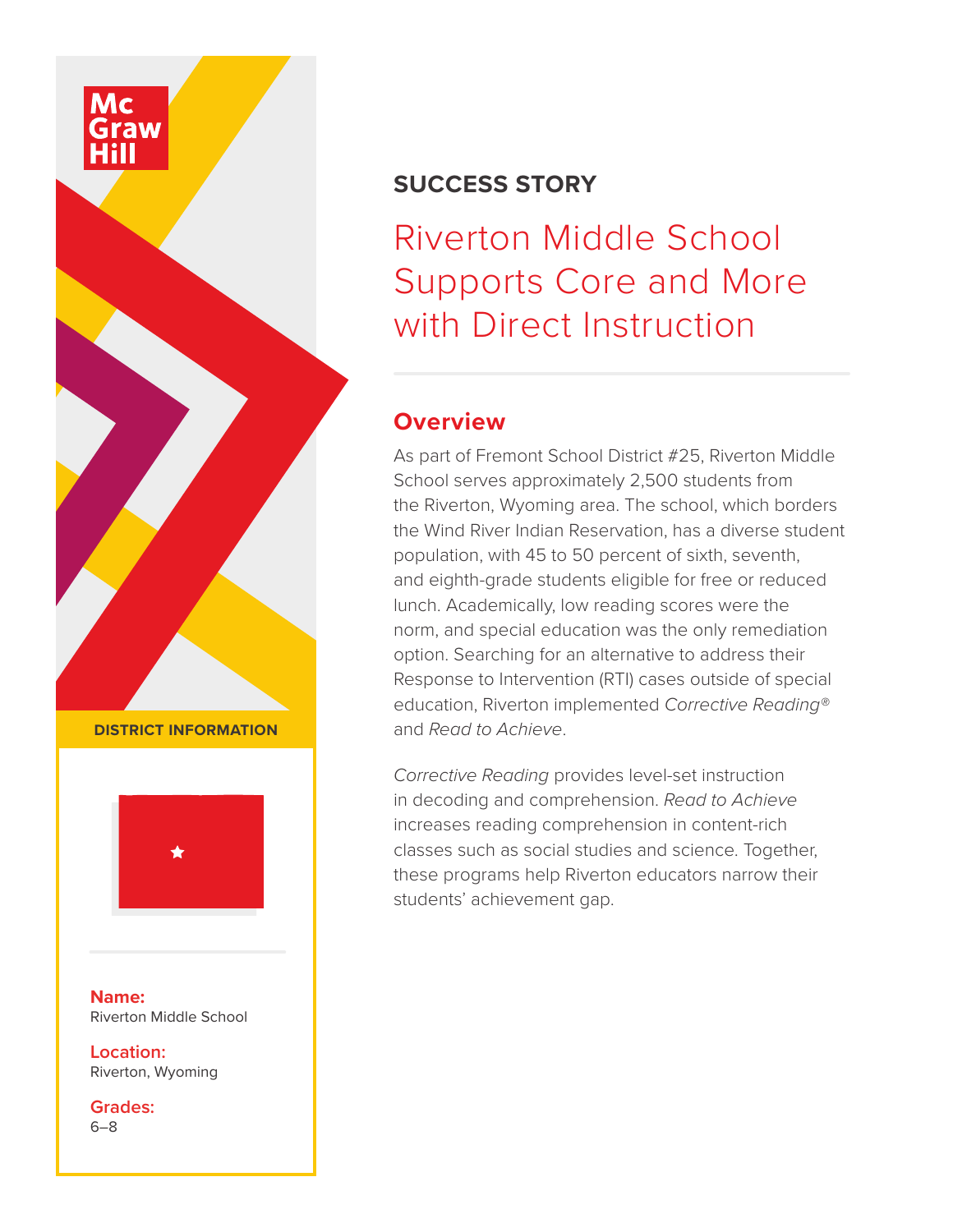McGraw Hill

## SUCCESS STORY

# Riverton Middle School Supports Core and More with Direct Instruction

## Overview

As part of Fremont School District #25, Riverton Middle School serves approximately 2,500 students from the Riverton, Wyoming area. The school, which borders the Wind River Indian Reservation, has a diverse student population, with 45 to 50 percent of sixth, seventh, and eighth-grade students eligible for free or reduced lunch. Academically, low reading scores were the norm, and special education was the only remediation option. Searching for an alternative to address their Response to Intervention (RTI) cases outside of special education, Riverton implemented *Corrective Reading®* and *Read to Achieve*.

*Corrective Reading* provides level-set instruction in decoding and comprehension. *Read to Achieve* increases reading comprehension in content-rich classes such as social studies and science. Together, these programs help Riverton educators narrow their students' achievement gap.

**DISTRICT INFORMATION**

**Name:**
Riverton Middle School

**Location:**
Riverton, Wyoming

**Grades:**
6–8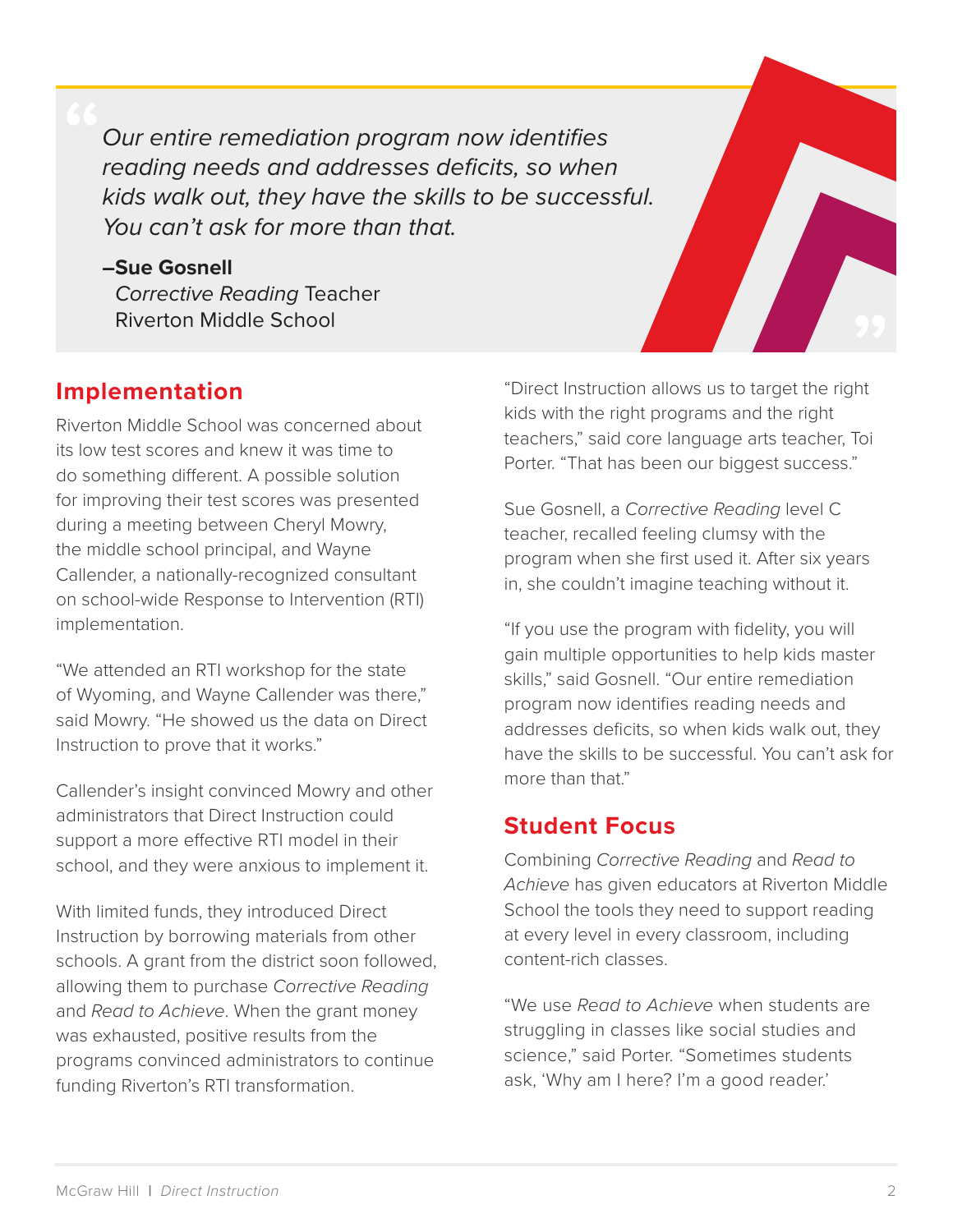> *Our entire remediation program now identifies reading needs and addresses deficits, so when kids walk out, they have the skills to be successful. You can't ask for more than that.*
>
> **–Sue Gosnell**
> *Corrective Reading* Teacher
> Riverton Middle School

## Implementation

Riverton Middle School was concerned about its low test scores and knew it was time to do something different. A possible solution for improving their test scores was presented during a meeting between Cheryl Mowry, the middle school principal, and Wayne Callender, a nationally-recognized consultant on school-wide Response to Intervention (RTI) implementation.

"We attended an RTI workshop for the state of Wyoming, and Wayne Callender was there," said Mowry. "He showed us the data on Direct Instruction to prove that it works."

Callender's insight convinced Mowry and other administrators that Direct Instruction could support a more effective RTI model in their school, and they were anxious to implement it.

With limited funds, they introduced Direct Instruction by borrowing materials from other schools. A grant from the district soon followed, allowing them to purchase *Corrective Reading* and *Read to Achieve*. When the grant money was exhausted, positive results from the programs convinced administrators to continue funding Riverton's RTI transformation.

"Direct Instruction allows us to target the right kids with the right programs and the right teachers," said core language arts teacher, Toi Porter. "That has been our biggest success."

Sue Gosnell, a *Corrective Reading* level C teacher, recalled feeling clumsy with the program when she first used it. After six years in, she couldn't imagine teaching without it.

"If you use the program with fidelity, you will gain multiple opportunities to help kids master skills," said Gosnell. "Our entire remediation program now identifies reading needs and addresses deficits, so when kids walk out, they have the skills to be successful. You can't ask for more than that."

## Student Focus

Combining *Corrective Reading* and *Read to Achieve* has given educators at Riverton Middle School the tools they need to support reading at every level in every classroom, including content-rich classes.

"We use *Read to Achieve* when students are struggling in classes like social studies and science," said Porter. "Sometimes students ask, 'Why am I here? I'm a good reader.'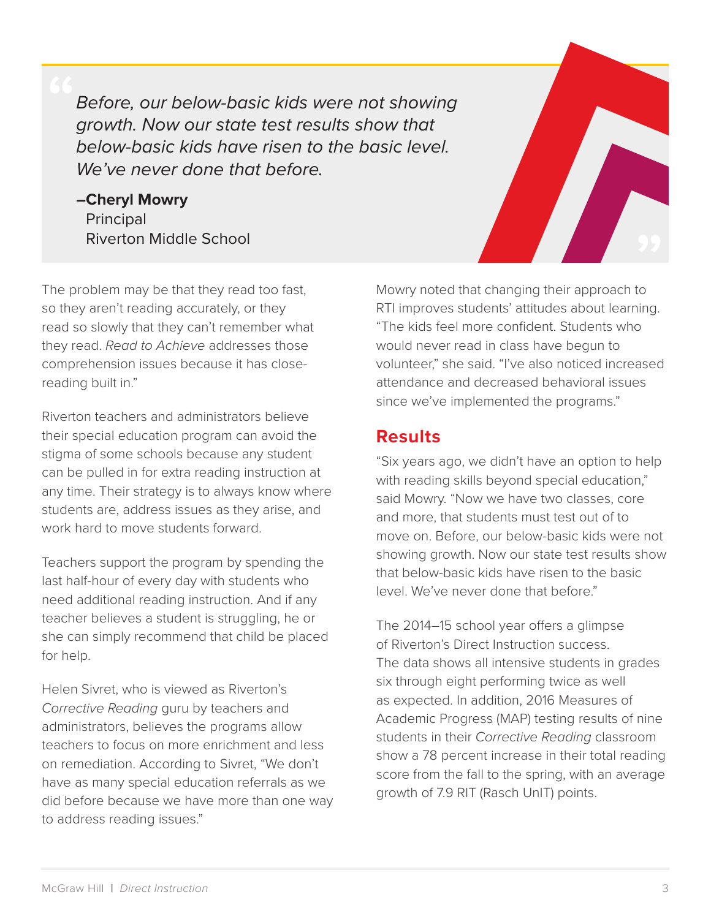> *Before, our below-basic kids were not showing growth. Now our state test results show that below-basic kids have risen to the basic level. We've never done that before.*
>
> **–Cheryl Mowry**
> Principal
> Riverton Middle School

The problem may be that they read too fast, so they aren't reading accurately, or they read so slowly that they can't remember what they read. *Read to Achieve* addresses those comprehension issues because it has close-reading built in."

Riverton teachers and administrators believe their special education program can avoid the stigma of some schools because any student can be pulled in for extra reading instruction at any time. Their strategy is to always know where students are, address issues as they arise, and work hard to move students forward.

Teachers support the program by spending the last half-hour of every day with students who need additional reading instruction. And if any teacher believes a student is struggling, he or she can simply recommend that child be placed for help.

Helen Sivret, who is viewed as Riverton's *Corrective Reading* guru by teachers and administrators, believes the programs allow teachers to focus on more enrichment and less on remediation. According to Sivret, "We don't have as many special education referrals as we did before because we have more than one way to address reading issues."

Mowry noted that changing their approach to RTI improves students' attitudes about learning. "The kids feel more confident. Students who would never read in class have begun to volunteer," she said. "I've also noticed increased attendance and decreased behavioral issues since we've implemented the programs."

## Results

"Six years ago, we didn't have an option to help with reading skills beyond special education," said Mowry. "Now we have two classes, core and more, that students must test out of to move on. Before, our below-basic kids were not showing growth. Now our state test results show that below-basic kids have risen to the basic level. We've never done that before."

The 2014–15 school year offers a glimpse of Riverton's Direct Instruction success. The data shows all intensive students in grades six through eight performing twice as well as expected. In addition, 2016 Measures of Academic Progress (MAP) testing results of nine students in their *Corrective Reading* classroom show a 78 percent increase in their total reading score from the fall to the spring, with an average growth of 7.9 RIT (Rasch UnIT) points.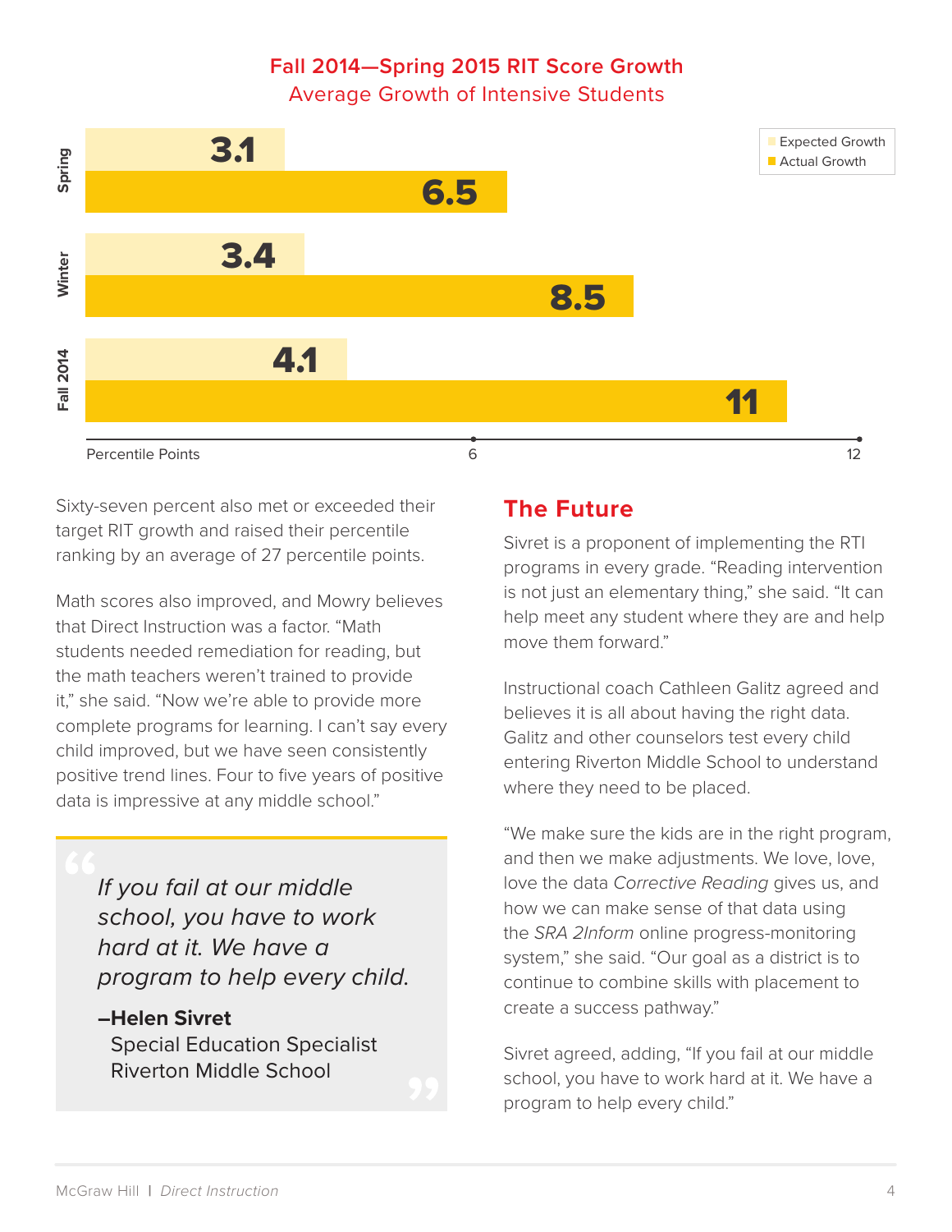**Fall 2014—Spring 2015 RIT Score Growth**
Average Growth of Intensive Students

| | Expected Growth | Actual Growth |
|---|---|---|
| Spring | 3.1 | 6.5 |
| Winter | 3.4 | 8.5 |
| Fall 2014 | 4.1 | 11 |

Percentile Points (axis: 6, 12)

Sixty-seven percent also met or exceeded their target RIT growth and raised their percentile ranking by an average of 27 percentile points.

Math scores also improved, and Mowry believes that Direct Instruction was a factor. "Math students needed remediation for reading, but the math teachers weren't trained to provide it," she said. "Now we're able to provide more complete programs for learning. I can't say every child improved, but we have seen consistently positive trend lines. Four to five years of positive data is impressive at any middle school."

> *If you fail at our middle school, you have to work hard at it. We have a program to help every child.*
>
> **–Helen Sivret**
> Special Education Specialist
> Riverton Middle School

## The Future

Sivret is a proponent of implementing the RTI programs in every grade. "Reading intervention is not just an elementary thing," she said. "It can help meet any student where they are and help move them forward."

Instructional coach Cathleen Galitz agreed and believes it is all about having the right data. Galitz and other counselors test every child entering Riverton Middle School to understand where they need to be placed.

"We make sure the kids are in the right program, and then we make adjustments. We love, love, love the data *Corrective Reading* gives us, and how we can make sense of that data using the *SRA 2Inform* online progress-monitoring system," she said. "Our goal as a district is to continue to combine skills with placement to create a success pathway."

Sivret agreed, adding, "If you fail at our middle school, you have to work hard at it. We have a program to help every child."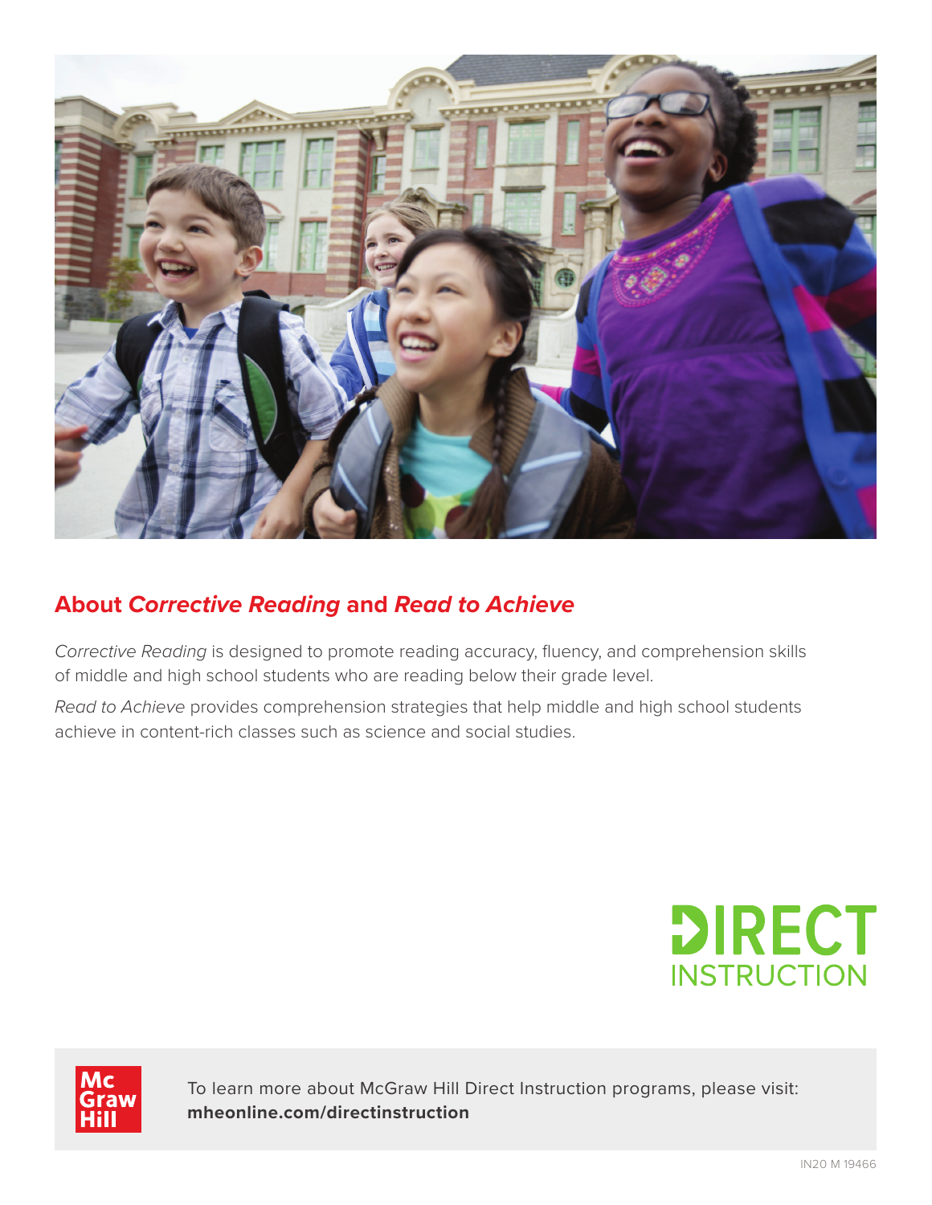## About *Corrective Reading* and *Read to Achieve*

*Corrective Reading* is designed to promote reading accuracy, fluency, and comprehension skills of middle and high school students who are reading below their grade level.

*Read to Achieve* provides comprehension strategies that help middle and high school students achieve in content-rich classes such as science and social studies.

DIRECT INSTRUCTION

Mc Graw Hill

To learn more about McGraw Hill Direct Instruction programs, please visit:
**mheonline.com/directinstruction**

IN20 M 19466